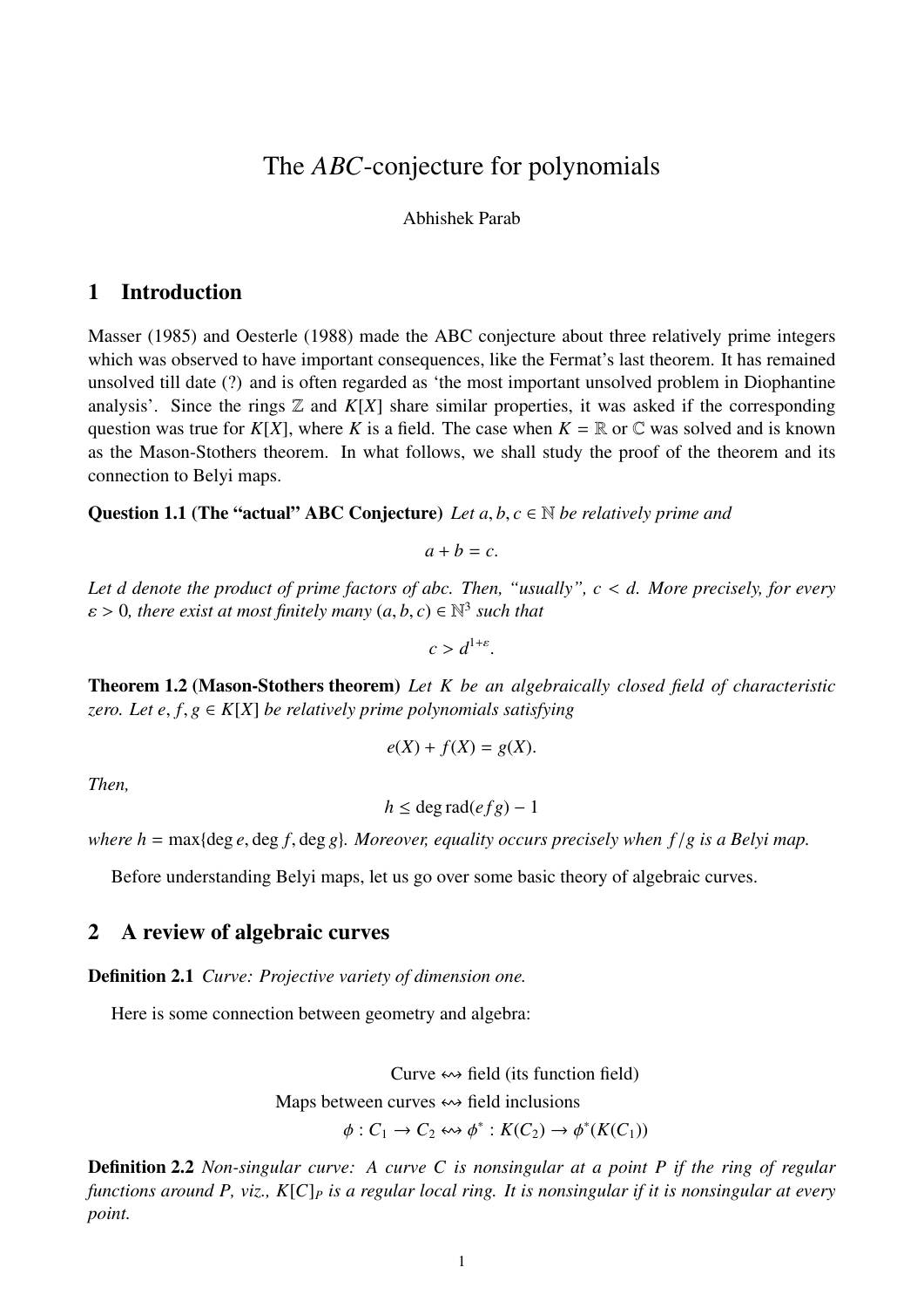# The *ABC*-conjecture for polynomials

Abhishek Parab

## 1 Introduction

Masser (1985) and Oesterle (1988) made the ABC conjecture about three relatively prime integers which was observed to have important consequences, like the Fermat's last theorem. It has remained unsolved till date (?) and is often regarded as 'the most important unsolved problem in Diophantine analysis'. Since the rings $\mathbb{Z}$ and $K[X]$ share similar properties, it was asked if the corresponding question was true for $K[X]$, where $K$ is a field. The case when $K = \mathbb{R}$ or $\mathbb{C}$ was solved and is known as the Mason-Stothers theorem. In what follows, we shall study the proof of the theorem and its connection to Belyi maps.

**Question 1.1 (The "actual" ABC Conjecture)** *Let $a, b, c \in \mathbb{N}$ be relatively prime and*

$$a + b = c.$$

*Let $d$ denote the product of prime factors of $abc$. Then, "usually", $c < d$. More precisely, for every $\varepsilon > 0$, there exist at most finitely many $(a, b, c) \in \mathbb{N}^3$ such that*

$$c > d^{1+\varepsilon}.$$

**Theorem 1.2 (Mason-Stothers theorem)** *Let $K$ be an algebraically closed field of characteristic zero. Let $e, f, g \in K[X]$ be relatively prime polynomials satisfying*

$$e(X) + f(X) = g(X).$$

*Then,*

$$h \leq \deg \operatorname{rad}(efg) - 1$$

*where $h = \max\{\deg e, \deg f, \deg g\}$. Moreover, equality occurs precisely when $f/g$ is a Belyi map.*

Before understanding Belyi maps, let us go over some basic theory of algebraic curves.

## 2 A review of algebraic curves

**Definition 2.1** *Curve: Projective variety of dimension one.*

Here is some connection between geometry and algebra:

$$\text{Curve} \leftrightsquigarrow \text{field (its function field)}$$
$$\text{Maps between curves} \leftrightsquigarrow \text{field inclusions}$$
$$\phi : C_1 \to C_2 \leftrightsquigarrow \phi^* : K(C_2) \to \phi^*(K(C_1))$$

**Definition 2.2** *Non-singular curve: A curve $C$ is nonsingular at a point $P$ if the ring of regular functions around $P$, viz., $K[C]_P$ is a regular local ring. It is nonsingular if it is nonsingular at every point.*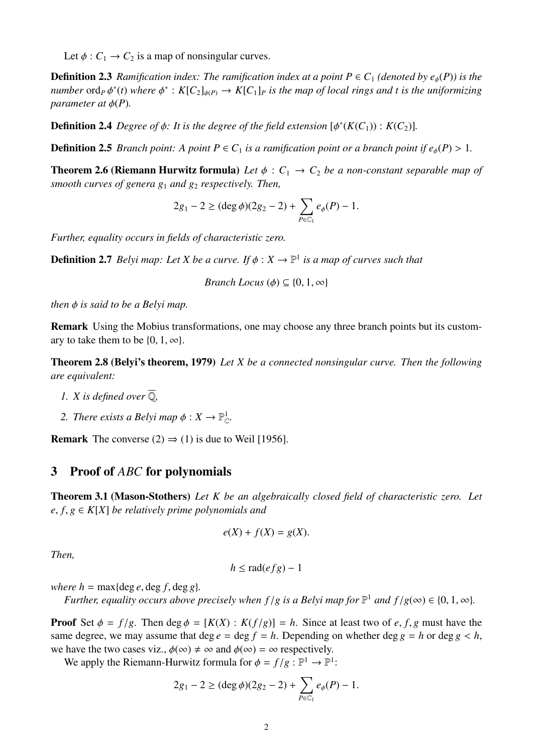Let $\phi : C_1 \to C_2$ is a map of nonsingular curves.

**Definition 2.3** *Ramification index: The ramification index at a point $P \in C_1$ (denoted by $e_\phi(P)$) is the number* $\mathrm{ord}_P\, \phi^*(t)$ *where $\phi^* : K[C_2]_{\phi(P)} \to K[C_1]_P$ is the map of local rings and $t$ is the uniformizing parameter at $\phi(P)$.*

**Definition 2.4** *Degree of $\phi$: It is the degree of the field extension $[\phi^*(K(C_1)) : K(C_2)]$.*

**Definition 2.5** *Branch point: A point $P \in C_1$ is a ramification point or a branch point if $e_\phi(P) > 1$.*

**Theorem 2.6 (Riemann Hurwitz formula)** *Let $\phi : C_1 \to C_2$ be a non-constant separable map of smooth curves of genera $g_1$ and $g_2$ respectively. Then,*

$$2g_1 - 2 \geq (\deg \phi)(2g_2 - 2) + \sum_{P \in \mathbb{C}_1} e_\phi(P) - 1.$$

*Further, equality occurs in fields of characteristic zero.*

**Definition 2.7** *Belyi map: Let $X$ be a curve. If $\phi : X \to \mathbb{P}^1$ is a map of curves such that*

$$\textit{Branch Locus}\ (\phi) \subseteq \{0, 1, \infty\}$$

*then $\phi$ is said to be a Belyi map.*

**Remark** Using the Mobius transformations, one may choose any three branch points but its customary to take them to be $\{0, 1, \infty\}$.

**Theorem 2.8 (Belyi's theorem, 1979)** *Let $X$ be a connected nonsingular curve. Then the following are equivalent:*

1. *$X$ is defined over $\overline{\mathbb{Q}}$,*
2. *There exists a Belyi map $\phi : X \to \mathbb{P}^1_{\mathbb{C}}$.*

**Remark** The converse (2) $\Rightarrow$ (1) is due to Weil [1956].

## 3 Proof of *ABC* for polynomials

**Theorem 3.1 (Mason-Stothers)** *Let $K$ be an algebraically closed field of characteristic zero. Let $e, f, g \in K[X]$ be relatively prime polynomials and*

$$e(X) + f(X) = g(X).$$

*Then,*

$$h \leq \mathrm{rad}(efg) - 1$$

*where $h = \max\{\deg e, \deg f, \deg g\}$.*

*Further, equality occurs above precisely when $f/g$ is a Belyi map for $\mathbb{P}^1$ and $f/g(\infty) \in \{0, 1, \infty\}$.*

**Proof** Set $\phi = f/g$. Then $\deg \phi = [K(X) : K(f/g)] = h$. Since at least two of $e, f, g$ must have the same degree, we may assume that $\deg e = \deg f = h$. Depending on whether $\deg g = h$ or $\deg g < h$, we have the two cases viz., $\phi(\infty) \neq \infty$ and $\phi(\infty) = \infty$ respectively.

We apply the Riemann-Hurwitz formula for $\phi = f/g : \mathbb{P}^1 \to \mathbb{P}^1$:

$$2g_1 - 2 \geq (\deg \phi)(2g_2 - 2) + \sum_{P \in \mathbb{C}_1} e_\phi(P) - 1.$$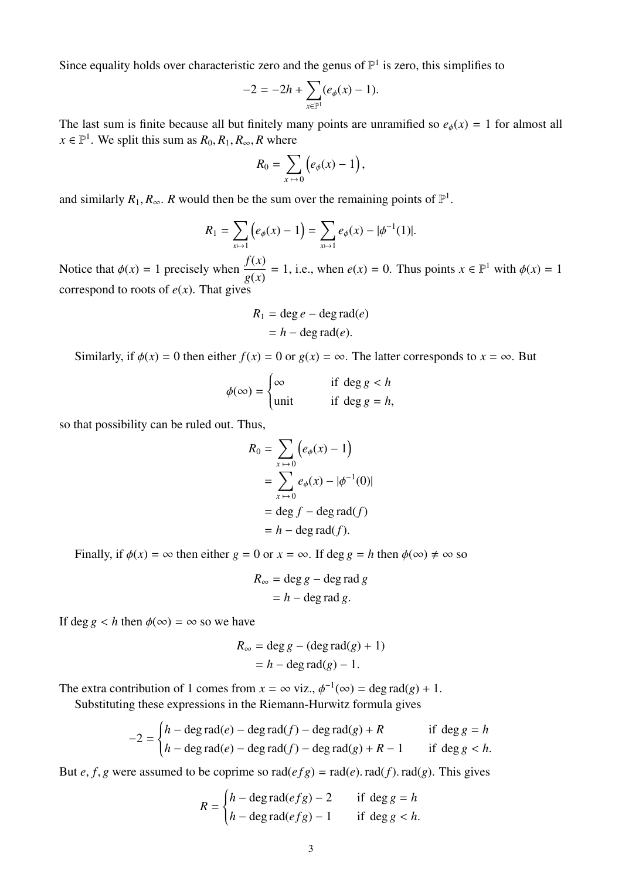Since equality holds over characteristic zero and the genus of $\mathbb{P}^1$ is zero, this simplifies to

$$-2 = -2h + \sum_{x \in \mathbb{P}^1} (e_\phi(x) - 1).$$

The last sum is finite because all but finitely many points are unramified so $e_\phi(x) = 1$ for almost all $x \in \mathbb{P}^1$. We split this sum as $R_0, R_1, R_\infty, R$ where

$$R_0 = \sum_{x \mapsto 0} \left(e_\phi(x) - 1\right),$$

and similarly $R_1, R_\infty$. $R$ would then be the sum over the remaining points of $\mathbb{P}^1$.

$$R_1 = \sum_{x \mapsto 1} \left(e_\phi(x) - 1\right) = \sum_{x \mapsto 1} e_\phi(x) - |\phi^{-1}(1)|.$$

Notice that $\phi(x) = 1$ precisely when $\dfrac{f(x)}{g(x)} = 1$, i.e., when $e(x) = 0$. Thus points $x \in \mathbb{P}^1$ with $\phi(x) = 1$ correspond to roots of $e(x)$. That gives

$$\begin{aligned} R_1 &= \deg e - \deg \operatorname{rad}(e) \\ &= h - \deg \operatorname{rad}(e). \end{aligned}$$

Similarly, if $\phi(x) = 0$ then either $f(x) = 0$ or $g(x) = \infty$. The latter corresponds to $x = \infty$. But

$$\phi(\infty) = \begin{cases} \infty & \text{if } \deg g < h \\ \text{unit} & \text{if } \deg g = h, \end{cases}$$

so that possibility can be ruled out. Thus,

$$\begin{aligned} R_0 &= \sum_{x \mapsto 0} \left(e_\phi(x) - 1\right) \\ &= \sum_{x \mapsto 0} e_\phi(x) - |\phi^{-1}(0)| \\ &= \deg f - \deg \operatorname{rad}(f) \\ &= h - \deg \operatorname{rad}(f). \end{aligned}$$

Finally, if $\phi(x) = \infty$ then either $g = 0$ or $x = \infty$. If $\deg g = h$ then $\phi(\infty) \neq \infty$ so

$$\begin{aligned} R_\infty &= \deg g - \deg \operatorname{rad} g \\ &= h - \deg \operatorname{rad} g. \end{aligned}$$

If $\deg g < h$ then $\phi(\infty) = \infty$ so we have

$$\begin{aligned} R_\infty &= \deg g - (\deg \operatorname{rad}(g) + 1) \\ &= h - \deg \operatorname{rad}(g) - 1. \end{aligned}$$

The extra contribution of 1 comes from $x = \infty$ viz., $\phi^{-1}(\infty) = \deg \operatorname{rad}(g) + 1$.

Substituting these expressions in the Riemann-Hurwitz formula gives

$$-2 = \begin{cases} h - \deg \operatorname{rad}(e) - \deg \operatorname{rad}(f) - \deg \operatorname{rad}(g) + R & \text{if } \deg g = h \\ h - \deg \operatorname{rad}(e) - \deg \operatorname{rad}(f) - \deg \operatorname{rad}(g) + R - 1 & \text{if } \deg g < h. \end{cases}$$

But $e, f, g$ were assumed to be coprime so $\operatorname{rad}(efg) = \operatorname{rad}(e).\operatorname{rad}(f).\operatorname{rad}(g)$. This gives

$$R = \begin{cases} h - \deg \operatorname{rad}(efg) - 2 & \text{if } \deg g = h \\ h - \deg \operatorname{rad}(efg) - 1 & \text{if } \deg g < h. \end{cases}$$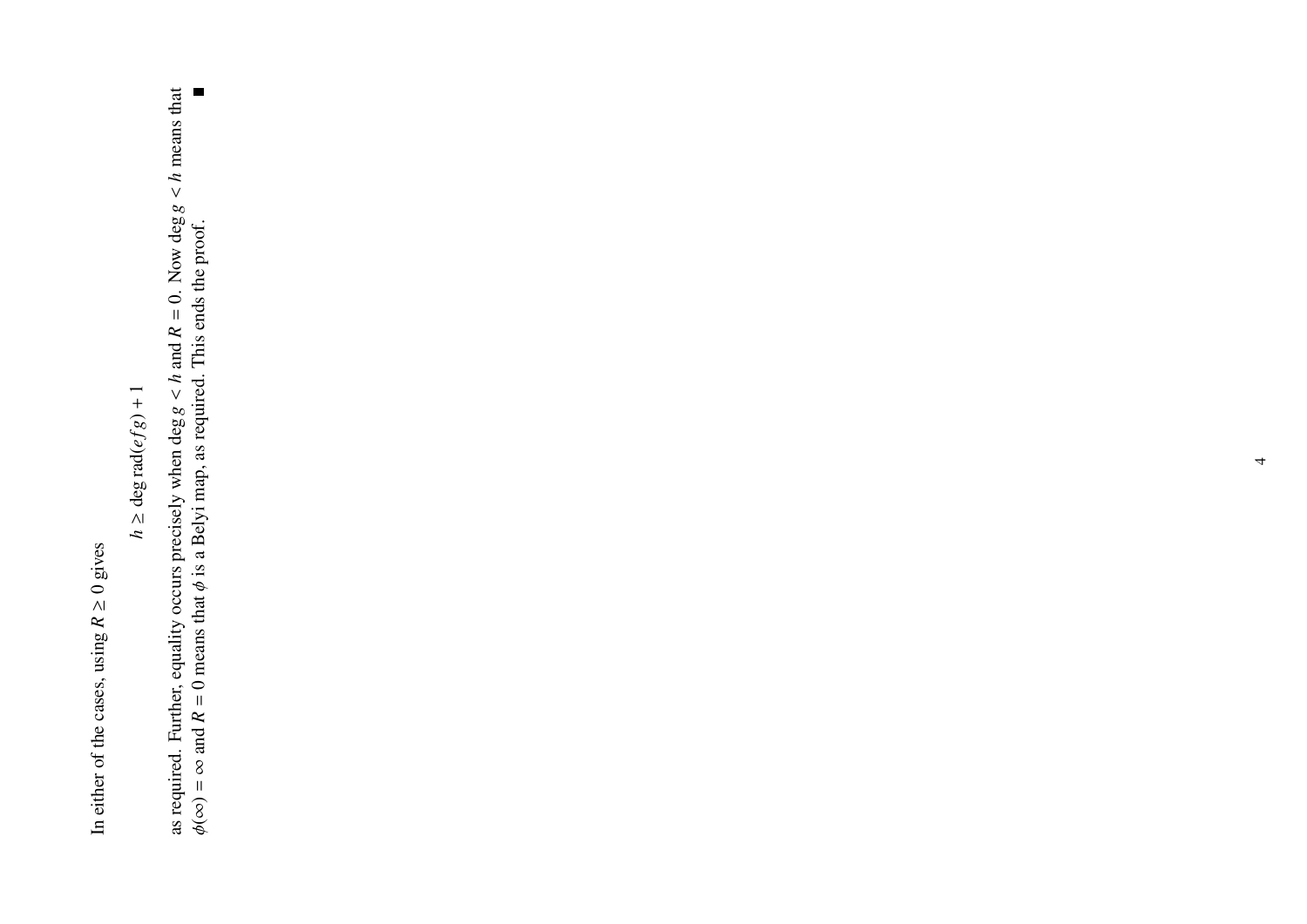In either of the cases, using $R \geq 0$ gives

$$h \geq \deg \operatorname{rad}(efg) + 1$$

as required. Further, equality occurs precisely when $\deg g < h$ and $R = 0$. Now $\deg g < h$ means that $\phi(\infty) = \infty$ and $R = 0$ means that $\phi$ is a Belyi map, as required. This ends the proof. ∎